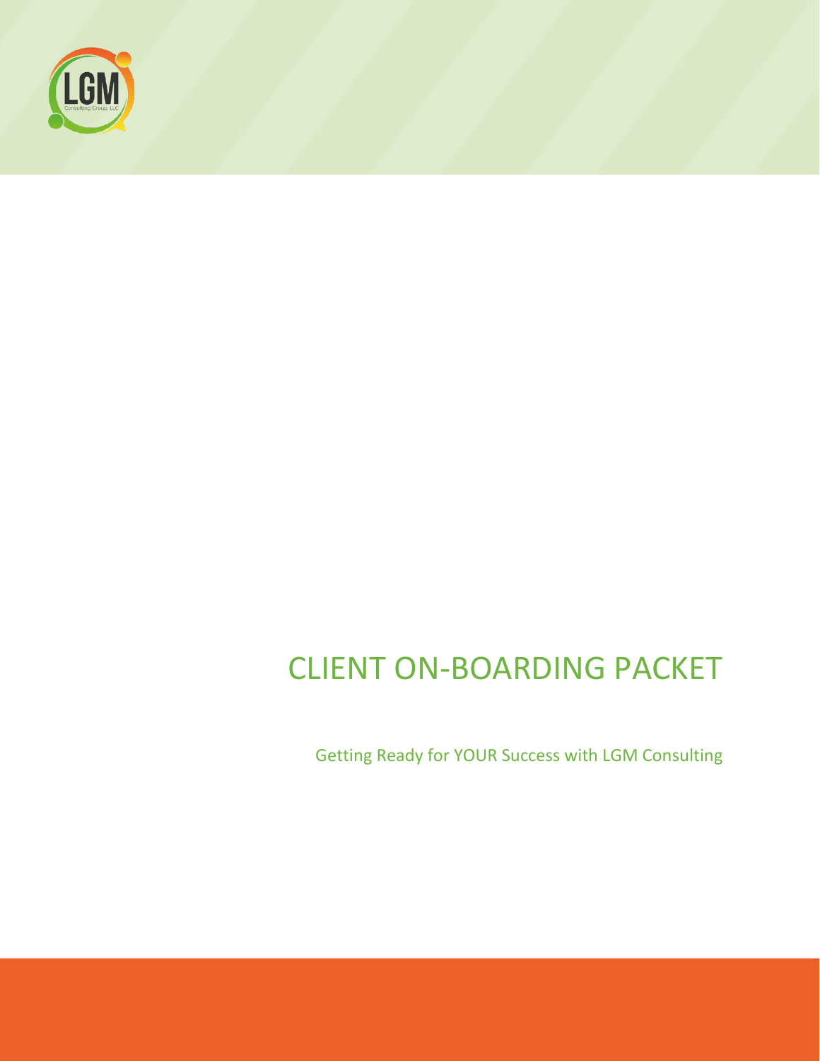# CLIENT ON-BOARDING PACKET

Getting Ready for YOUR Success with LGM Consulting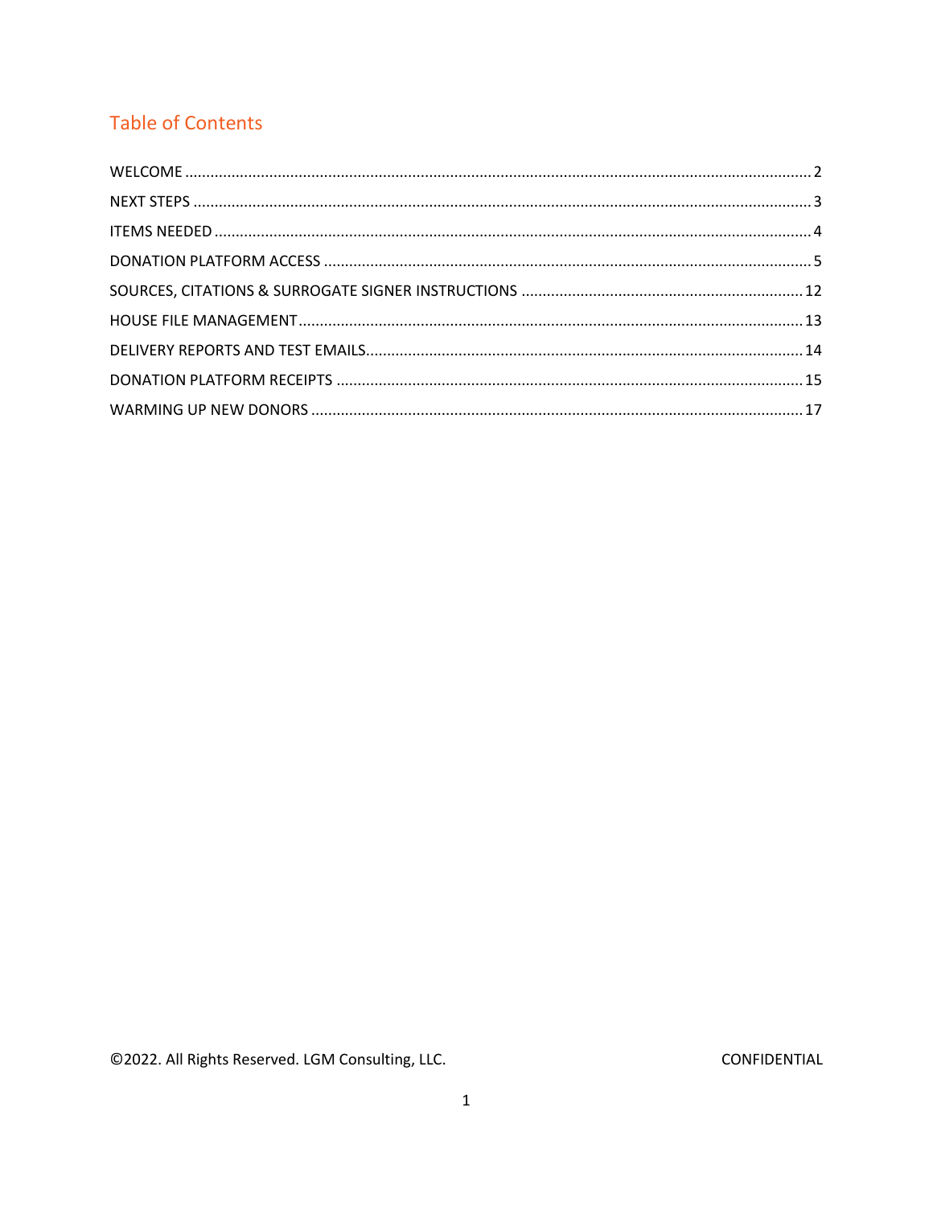## Table of Contents

WELCOME .......... 2

NEXT STEPS .......... 3

ITEMS NEEDED .......... 4

DONATION PLATFORM ACCESS .......... 5

SOURCES, CITATIONS & SURROGATE SIGNER INSTRUCTIONS .......... 12

HOUSE FILE MANAGEMENT .......... 13

DELIVERY REPORTS AND TEST EMAILS .......... 14

DONATION PLATFORM RECEIPTS .......... 15

WARMING UP NEW DONORS .......... 17

©2022. All Rights Reserved. LGM Consulting, LLC. CONFIDENTIAL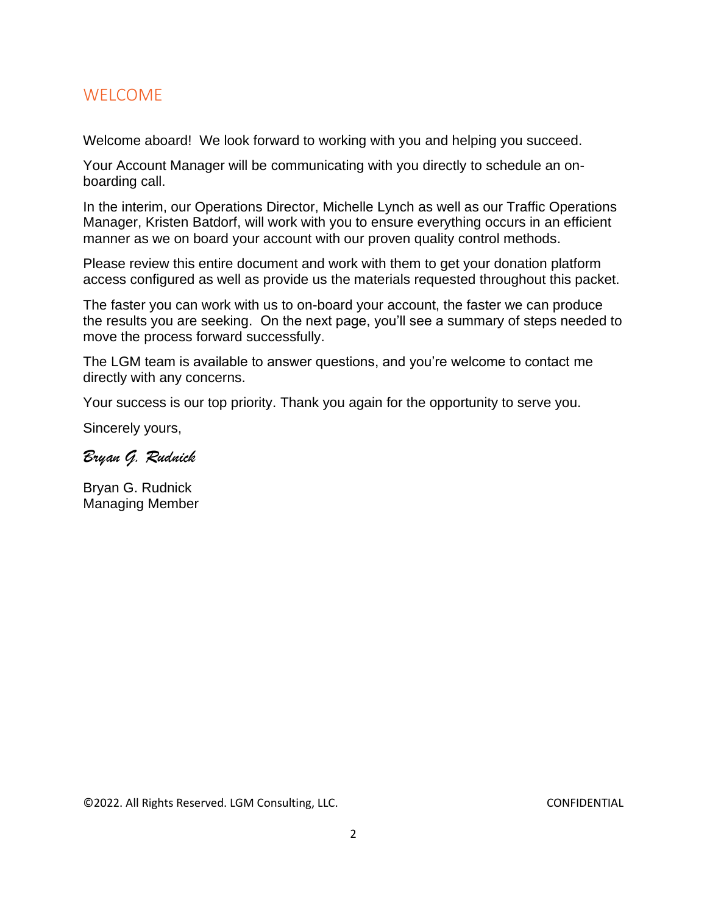## WELCOME

Welcome aboard!  We look forward to working with you and helping you succeed.

Your Account Manager will be communicating with you directly to schedule an on-boarding call.

In the interim, our Operations Director, Michelle Lynch as well as our Traffic Operations Manager, Kristen Batdorf, will work with you to ensure everything occurs in an efficient manner as we on board your account with our proven quality control methods.

Please review this entire document and work with them to get your donation platform access configured as well as provide us the materials requested throughout this packet.

The faster you can work with us to on-board your account, the faster we can produce the results you are seeking.  On the next page, you'll see a summary of steps needed to move the process forward successfully.

The LGM team is available to answer questions, and you're welcome to contact me directly with any concerns.

Your success is our top priority. Thank you again for the opportunity to serve you.

Sincerely yours,

*Bryan G. Rudnick*

Bryan G. Rudnick
Managing Member

©2022. All Rights Reserved. LGM Consulting, LLC. CONFIDENTIAL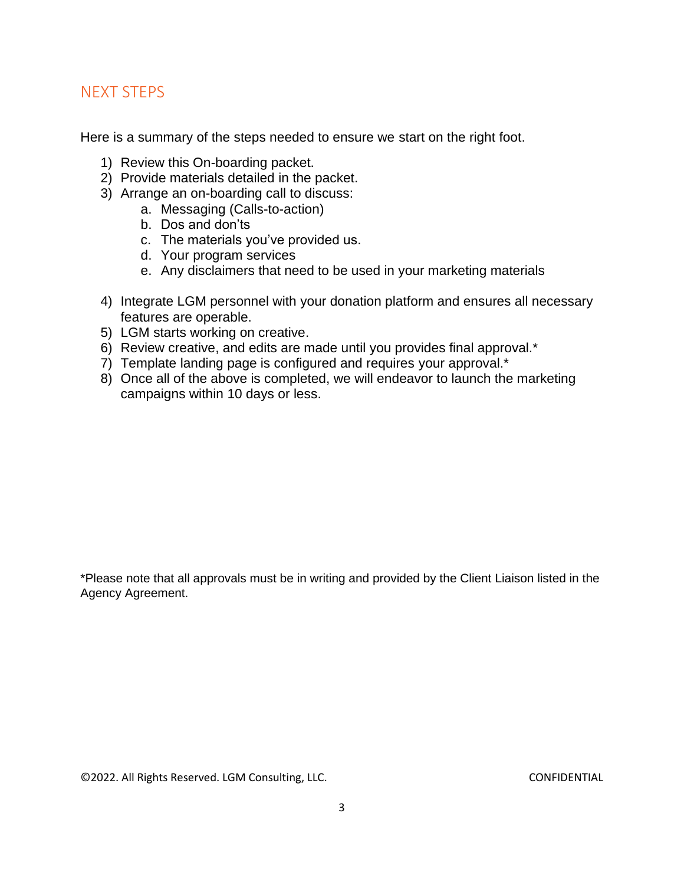## NEXT STEPS

Here is a summary of the steps needed to ensure we start on the right foot.

1) Review this On-boarding packet.
2) Provide materials detailed in the packet.
3) Arrange an on-boarding call to discuss:
    a. Messaging (Calls-to-action)
    b. Dos and don'ts
    c. The materials you've provided us.
    d. Your program services
    e. Any disclaimers that need to be used in your marketing materials

4) Integrate LGM personnel with your donation platform and ensures all necessary features are operable.
5) LGM starts working on creative.
6) Review creative, and edits are made until you provides final approval.*
7) Template landing page is configured and requires your approval.*
8) Once all of the above is completed, we will endeavor to launch the marketing campaigns within 10 days or less.

*Please note that all approvals must be in writing and provided by the Client Liaison listed in the Agency Agreement.

©2022. All Rights Reserved. LGM Consulting, LLC. CONFIDENTIAL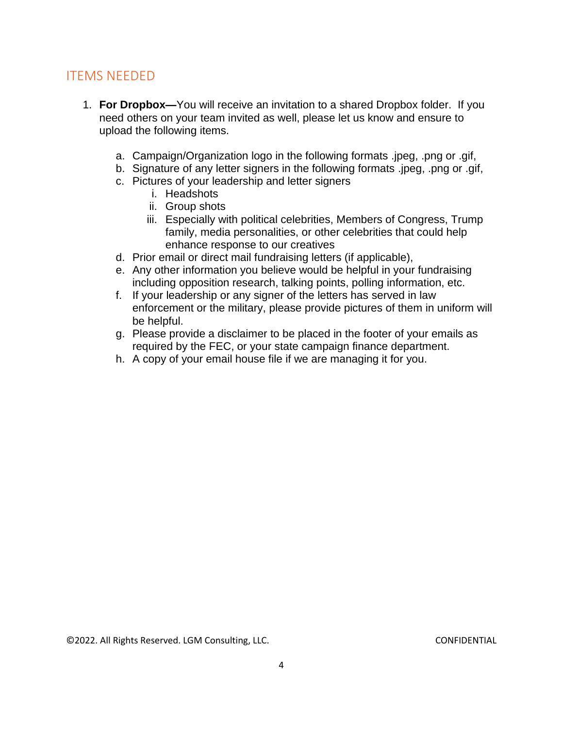## ITEMS NEEDED

1. **For Dropbox—**You will receive an invitation to a shared Dropbox folder. If you need others on your team invited as well, please let us know and ensure to upload the following items.

   a. Campaign/Organization logo in the following formats .jpeg, .png or .gif,
   b. Signature of any letter signers in the following formats .jpeg, .png or .gif,
   c. Pictures of your leadership and letter signers
      i. Headshots
      ii. Group shots
      iii. Especially with political celebrities, Members of Congress, Trump family, media personalities, or other celebrities that could help enhance response to our creatives
   d. Prior email or direct mail fundraising letters (if applicable),
   e. Any other information you believe would be helpful in your fundraising including opposition research, talking points, polling information, etc.
   f. If your leadership or any signer of the letters has served in law enforcement or the military, please provide pictures of them in uniform will be helpful.
   g. Please provide a disclaimer to be placed in the footer of your emails as required by the FEC, or your state campaign finance department.
   h. A copy of your email house file if we are managing it for you.

©2022. All Rights Reserved. LGM Consulting, LLC. CONFIDENTIAL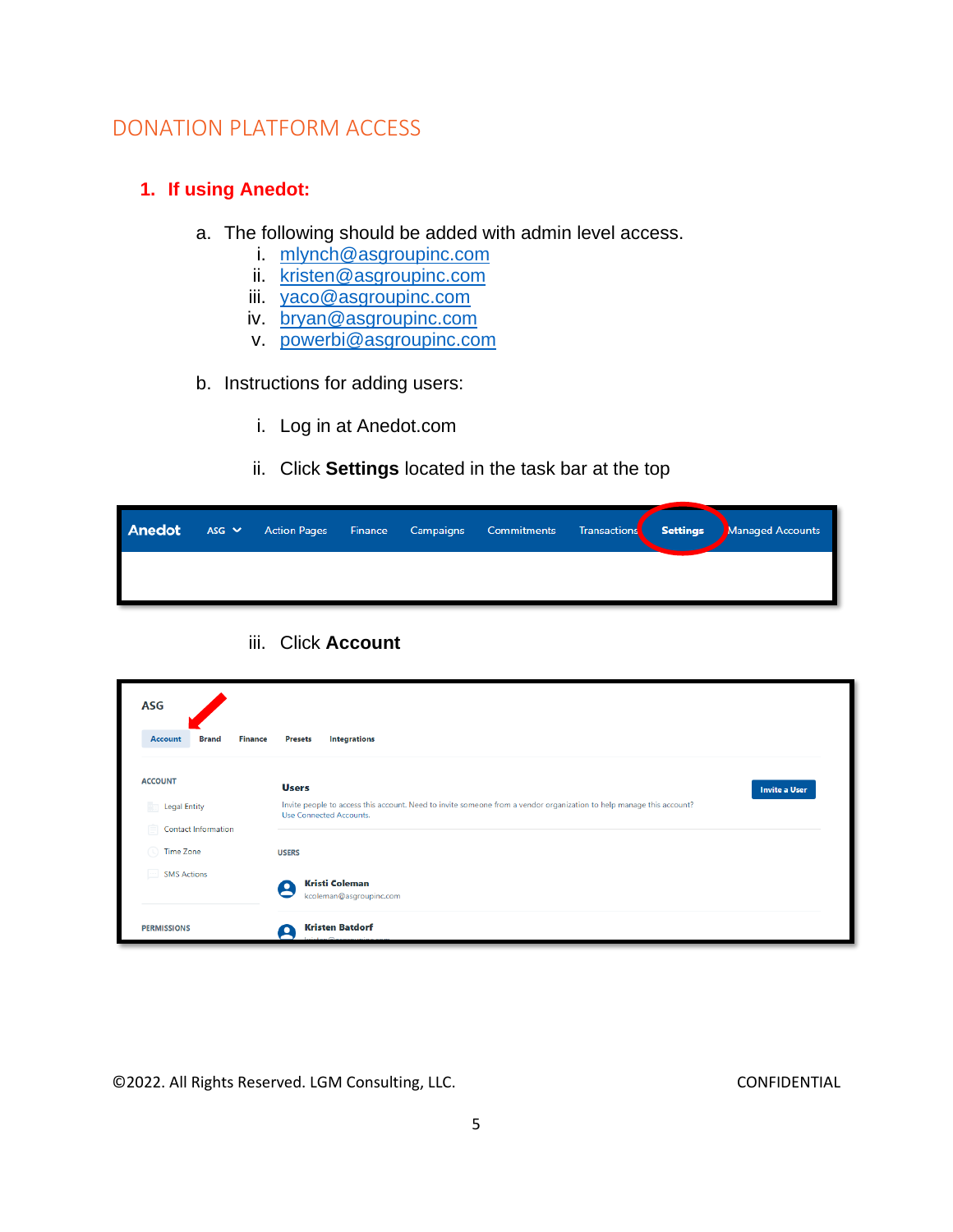## DONATION PLATFORM ACCESS

### 1. If using Anedot:

a. The following should be added with admin level access.
   i. mlynch@asgroupinc.com
   ii. kristen@asgroupinc.com
   iii. yaco@asgroupinc.com
   iv. bryan@asgroupinc.com
   v. powerbi@asgroupinc.com

b. Instructions for adding users:

   i. Log in at Anedot.com

   ii. Click **Settings** located in the task bar at the top

   iii. Click **Account**

©2022. All Rights Reserved. LGM Consulting, LLC. CONFIDENTIAL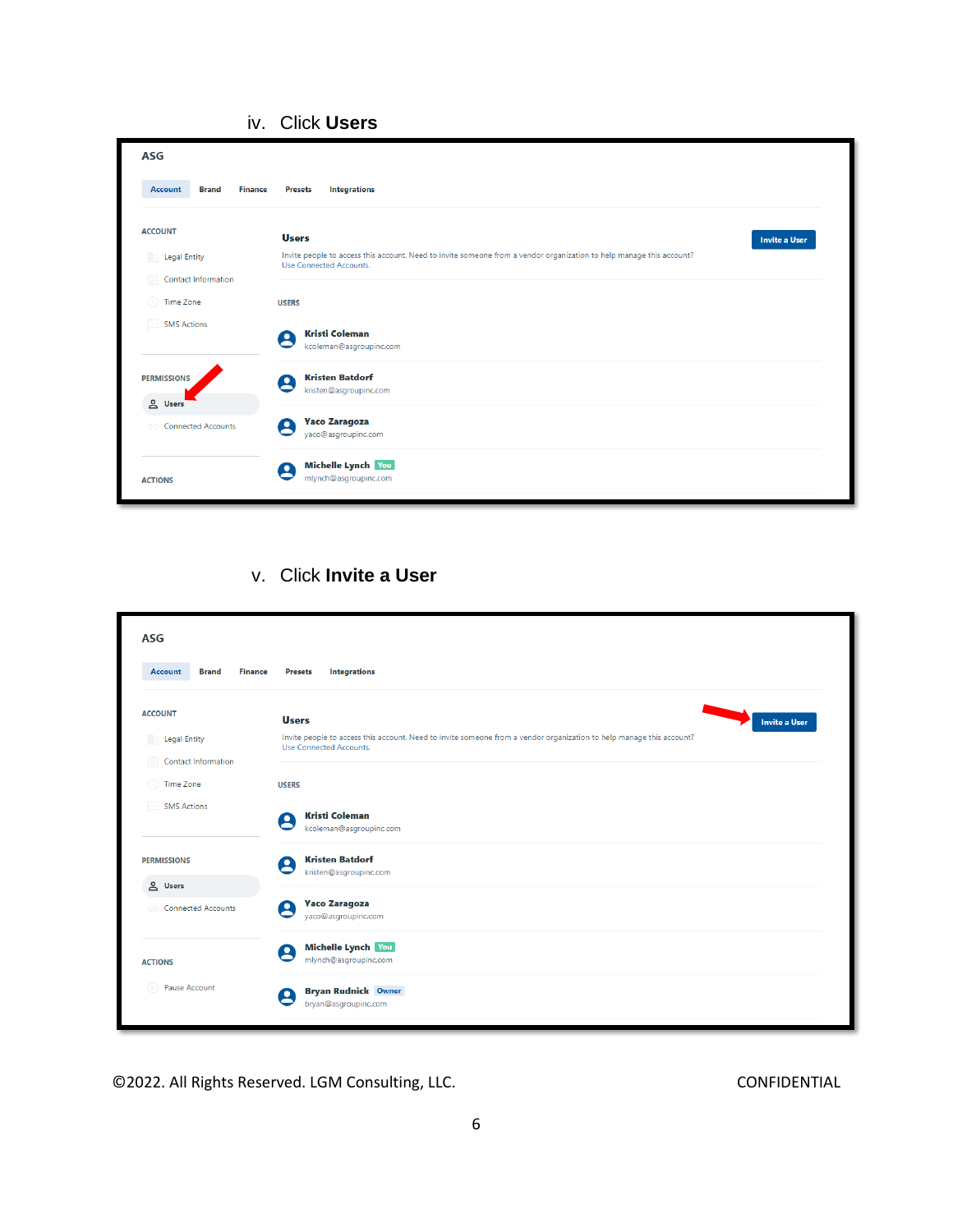iv. Click **Users**

v. Click **Invite a User**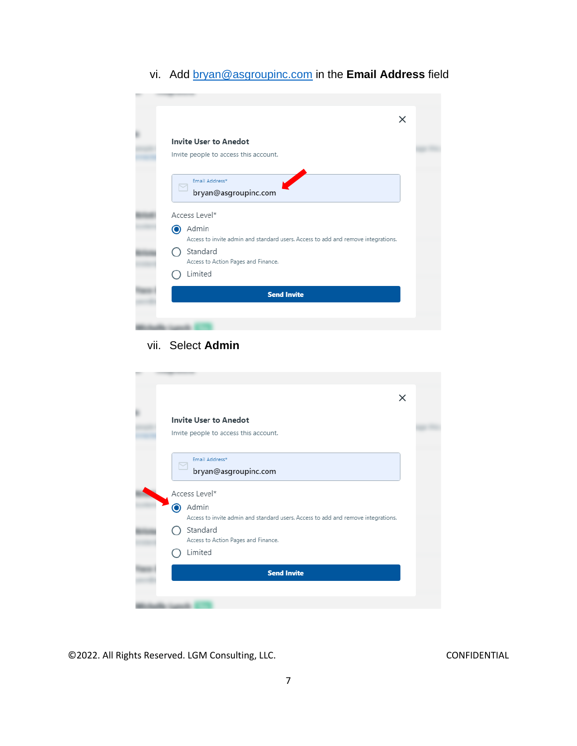vi. Add bryan@asgroupinc.com in the **Email Address** field

**Invite User to Anedot**

Invite people to access this account.

Email Address*

bryan@asgroupinc.com

Access Level*

- Admin
  Access to invite admin and standard users. Access to add and remove integrations.
- Standard
  Access to Action Pages and Finance.
- Limited

**Send Invite**

vii. Select **Admin**

**Invite User to Anedot**

Invite people to access this account.

Email Address*

bryan@asgroupinc.com

Access Level*

- Admin
  Access to invite admin and standard users. Access to add and remove integrations.
- Standard
  Access to Action Pages and Finance.
- Limited

**Send Invite**

©2022. All Rights Reserved. LGM Consulting, LLC. CONFIDENTIAL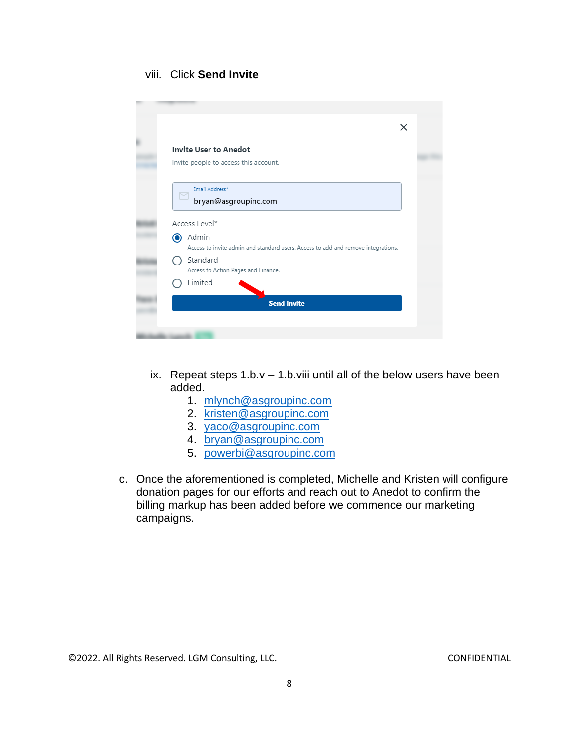viii. Click **Send Invite**

Invite User to Anedot

Invite people to access this account.

Email Address*

bryan@asgroupinc.com

Access Level*

Admin

Access to invite admin and standard users. Access to add and remove integrations.

Standard

Access to Action Pages and Finance.

Limited

Send Invite

ix. Repeat steps 1.b.v – 1.b.viii until all of the below users have been added.

1. mlynch@asgroupinc.com
2. kristen@asgroupinc.com
3. yaco@asgroupinc.com
4. bryan@asgroupinc.com
5. powerbi@asgroupinc.com

c. Once the aforementioned is completed, Michelle and Kristen will configure donation pages for our efforts and reach out to Anedot to confirm the billing markup has been added before we commence our marketing campaigns.

©2022. All Rights Reserved. LGM Consulting, LLC. CONFIDENTIAL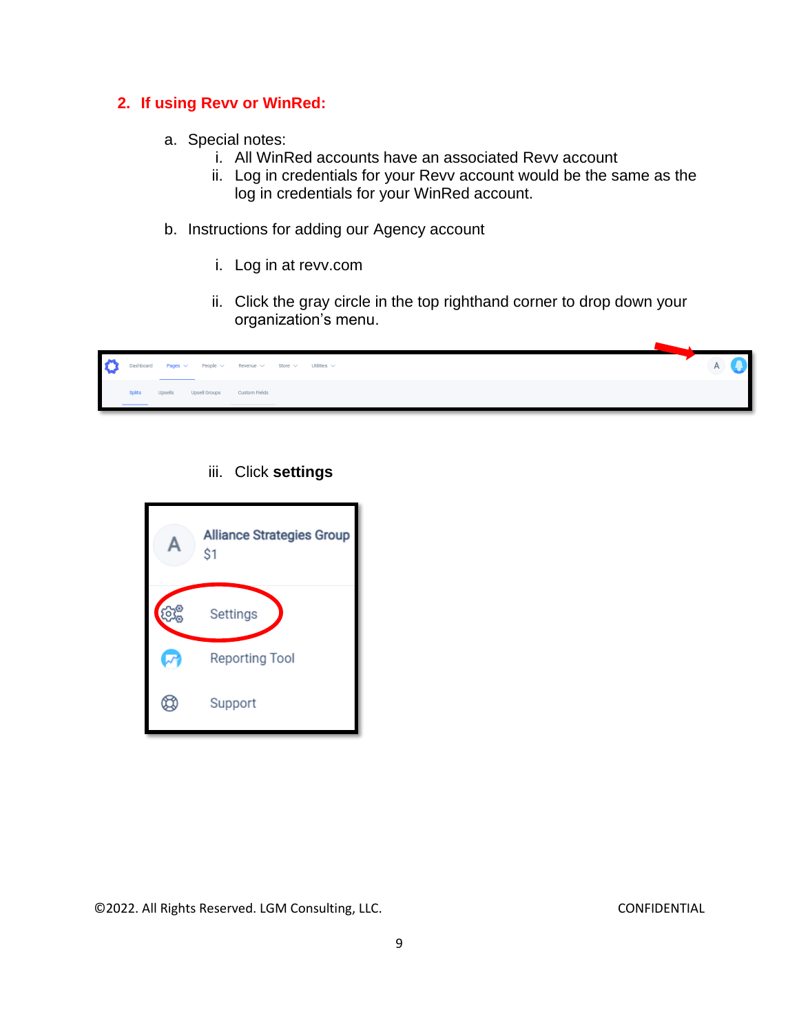## 2. If using Revv or WinRed:

a. Special notes:
   i. All WinRed accounts have an associated Revv account
   ii. Log in credentials for your Revv account would be the same as the log in credentials for your WinRed account.

b. Instructions for adding our Agency account

   i. Log in at revv.com

   ii. Click the gray circle in the top righthand corner to drop down your organization's menu.

   iii. Click **settings**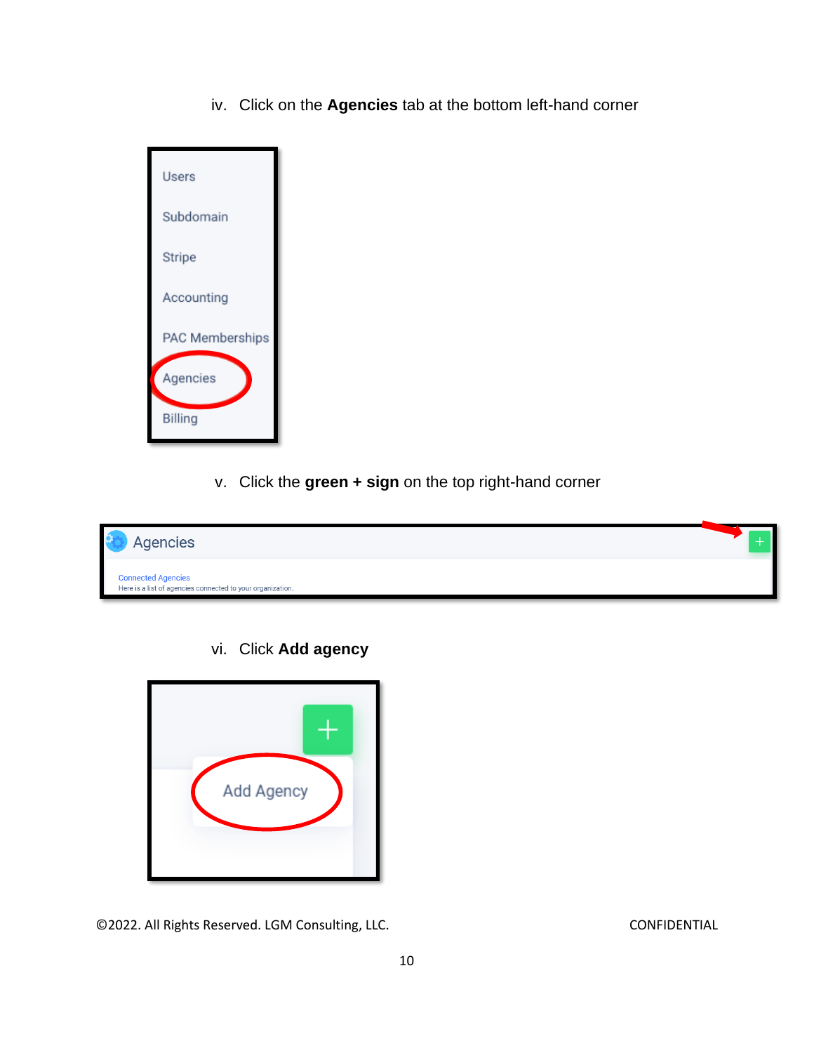iv. Click on the **Agencies** tab at the bottom left-hand corner

v. Click the **green + sign** on the top right-hand corner

vi. Click **Add agency**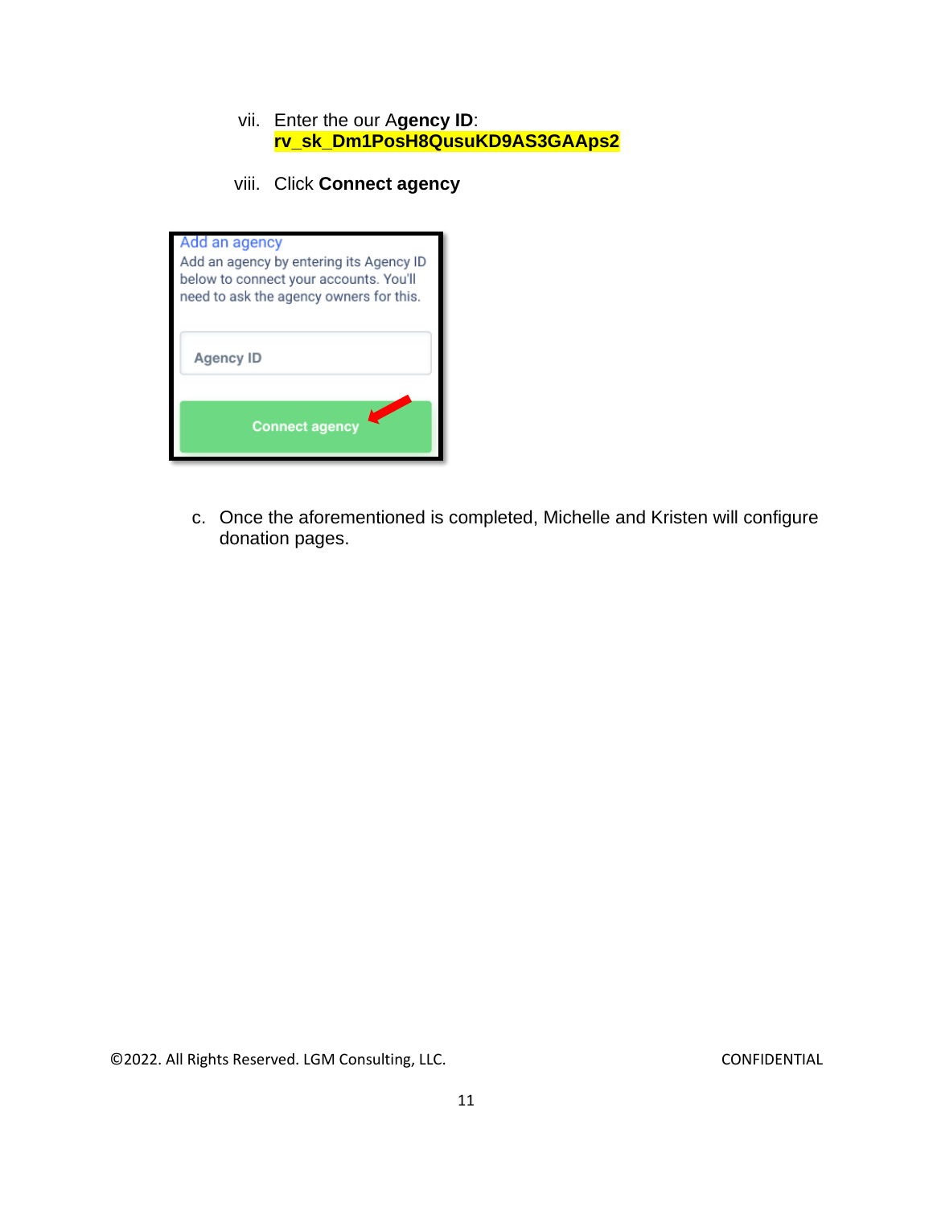vii. Enter the our **Agency ID**: **rv_sk_Dm1PosH8QusuKD9AS3GAAps2**

viii. Click **Connect agency**

Add an agency

Add an agency by entering its Agency ID below to connect your accounts. You'll need to ask the agency owners for this.

Agency ID

Connect agency

c. Once the aforementioned is completed, Michelle and Kristen will configure donation pages.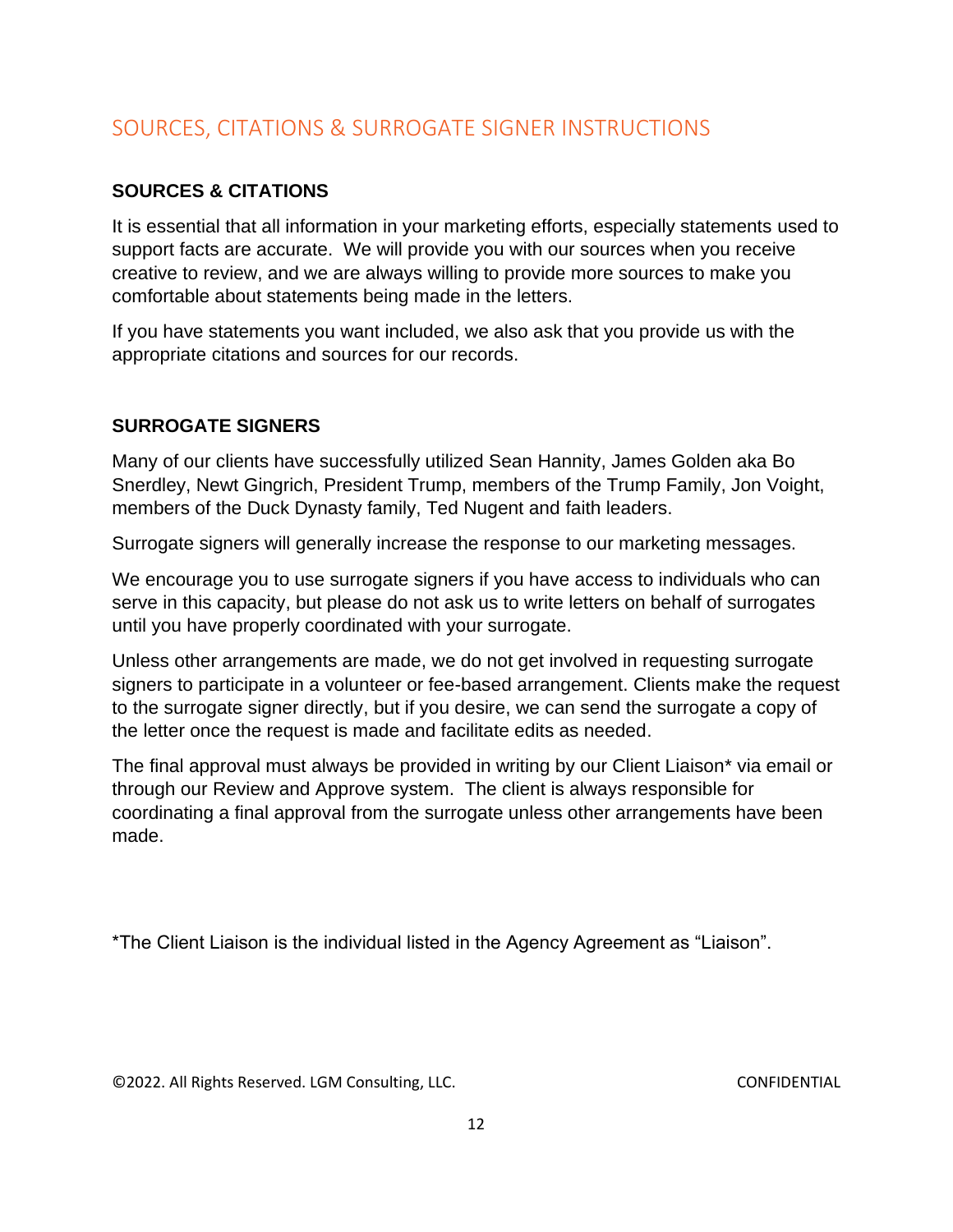# SOURCES, CITATIONS & SURROGATE SIGNER INSTRUCTIONS

## SOURCES & CITATIONS

It is essential that all information in your marketing efforts, especially statements used to support facts are accurate. We will provide you with our sources when you receive creative to review, and we are always willing to provide more sources to make you comfortable about statements being made in the letters.

If you have statements you want included, we also ask that you provide us with the appropriate citations and sources for our records.

## SURROGATE SIGNERS

Many of our clients have successfully utilized Sean Hannity, James Golden aka Bo Snerdley, Newt Gingrich, President Trump, members of the Trump Family, Jon Voight, members of the Duck Dynasty family, Ted Nugent and faith leaders.

Surrogate signers will generally increase the response to our marketing messages.

We encourage you to use surrogate signers if you have access to individuals who can serve in this capacity, but please do not ask us to write letters on behalf of surrogates until you have properly coordinated with your surrogate.

Unless other arrangements are made, we do not get involved in requesting surrogate signers to participate in a volunteer or fee-based arrangement. Clients make the request to the surrogate signer directly, but if you desire, we can send the surrogate a copy of the letter once the request is made and facilitate edits as needed.

The final approval must always be provided in writing by our Client Liaison* via email or through our Review and Approve system. The client is always responsible for coordinating a final approval from the surrogate unless other arrangements have been made.

*The Client Liaison is the individual listed in the Agency Agreement as "Liaison".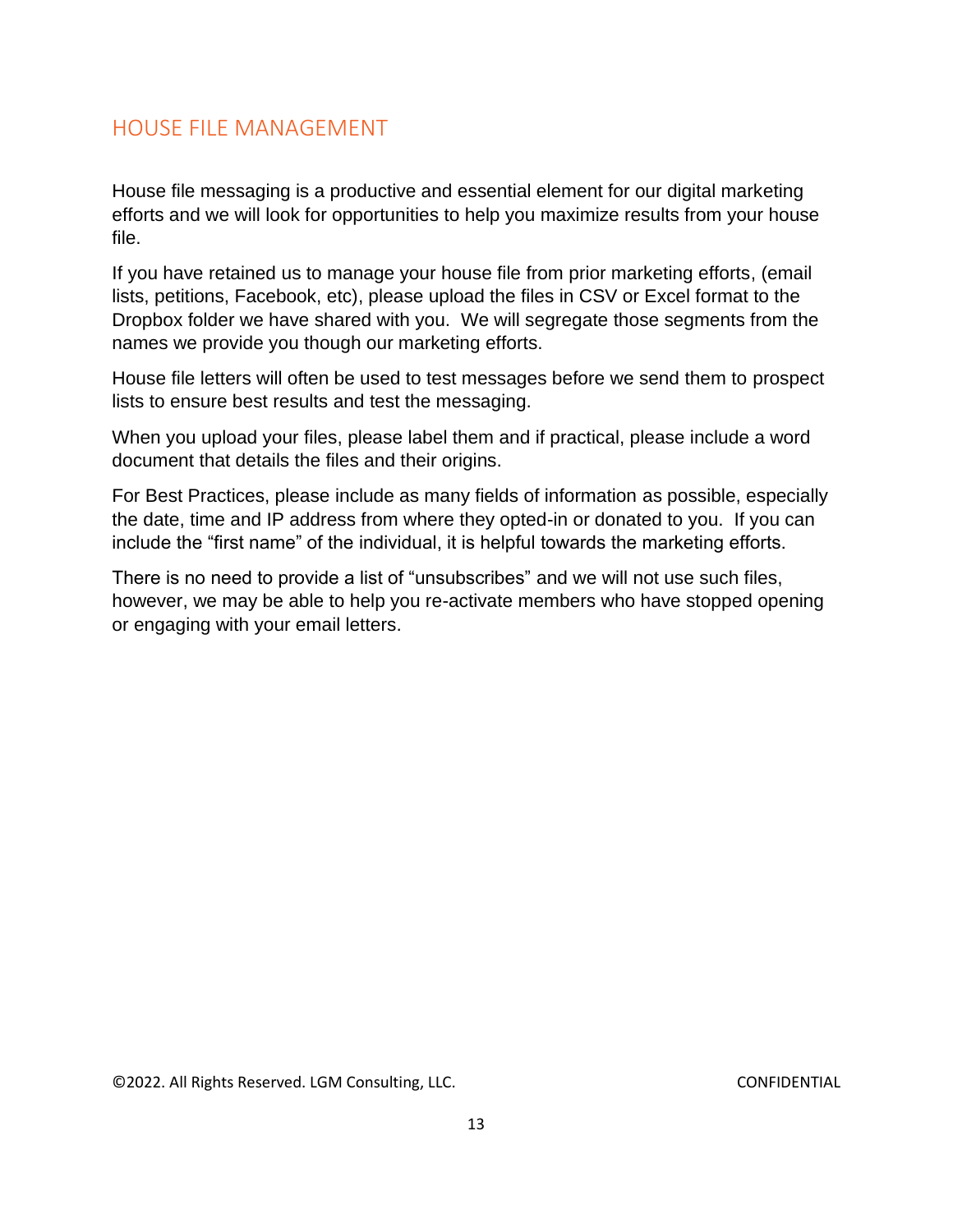## HOUSE FILE MANAGEMENT

House file messaging is a productive and essential element for our digital marketing efforts and we will look for opportunities to help you maximize results from your house file.

If you have retained us to manage your house file from prior marketing efforts, (email lists, petitions, Facebook, etc), please upload the files in CSV or Excel format to the Dropbox folder we have shared with you. We will segregate those segments from the names we provide you though our marketing efforts.

House file letters will often be used to test messages before we send them to prospect lists to ensure best results and test the messaging.

When you upload your files, please label them and if practical, please include a word document that details the files and their origins.

For Best Practices, please include as many fields of information as possible, especially the date, time and IP address from where they opted-in or donated to you. If you can include the "first name" of the individual, it is helpful towards the marketing efforts.

There is no need to provide a list of "unsubscribes" and we will not use such files, however, we may be able to help you re-activate members who have stopped opening or engaging with your email letters.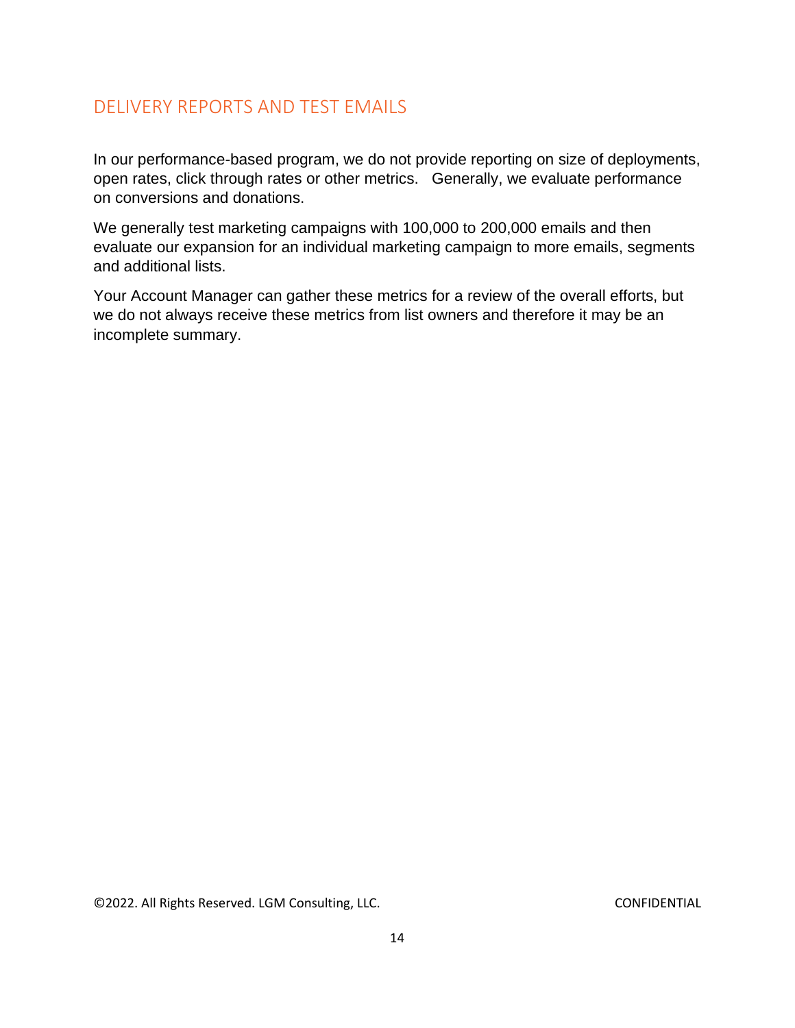## DELIVERY REPORTS AND TEST EMAILS

In our performance-based program, we do not provide reporting on size of deployments, open rates, click through rates or other metrics. Generally, we evaluate performance on conversions and donations.

We generally test marketing campaigns with 100,000 to 200,000 emails and then evaluate our expansion for an individual marketing campaign to more emails, segments and additional lists.

Your Account Manager can gather these metrics for a review of the overall efforts, but we do not always receive these metrics from list owners and therefore it may be an incomplete summary.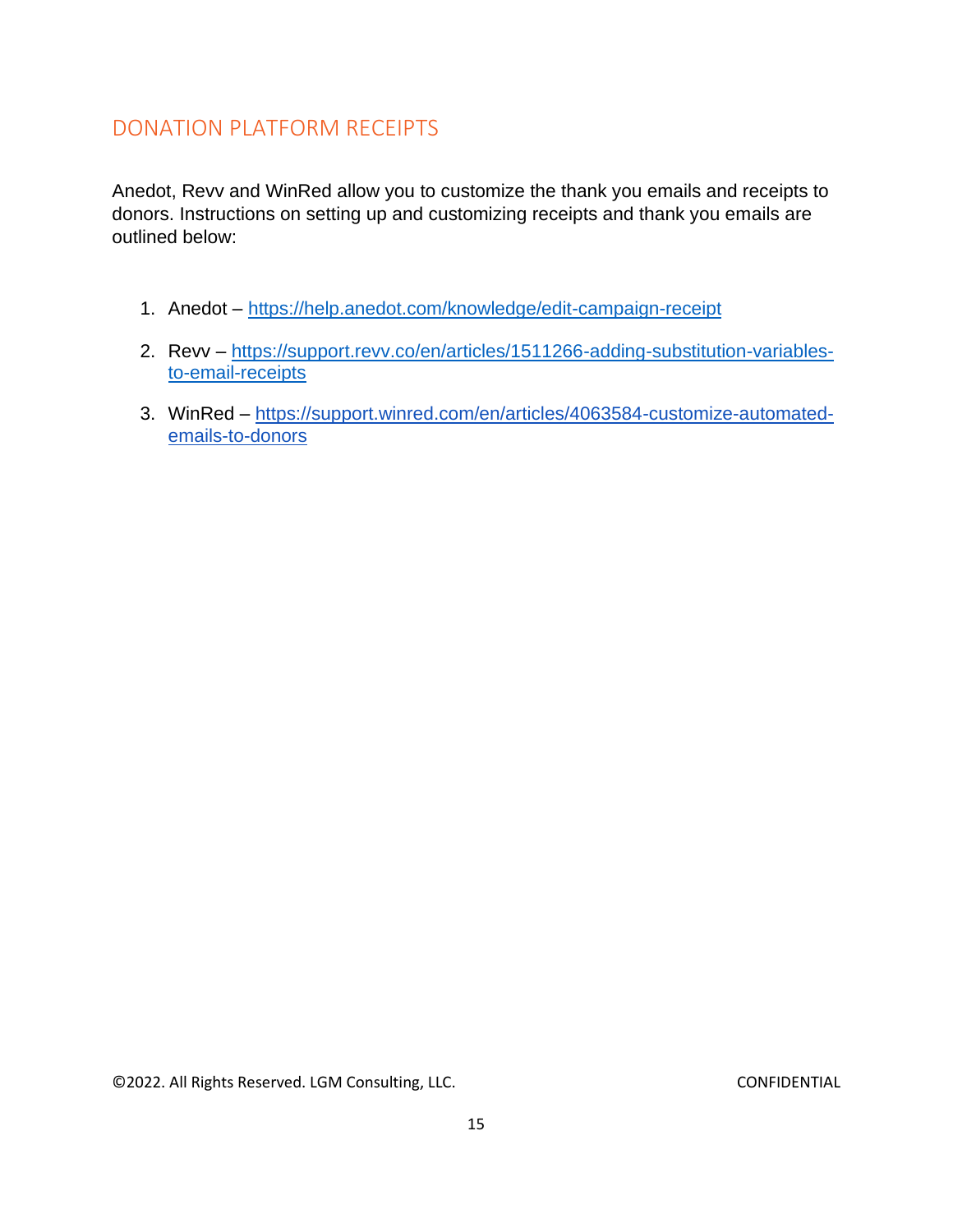## DONATION PLATFORM RECEIPTS

Anedot, Revv and WinRed allow you to customize the thank you emails and receipts to donors. Instructions on setting up and customizing receipts and thank you emails are outlined below:

1. Anedot – https://help.anedot.com/knowledge/edit-campaign-receipt
2. Revv – https://support.revv.co/en/articles/1511266-adding-substitution-variables-to-email-receipts
3. WinRed – https://support.winred.com/en/articles/4063584-customize-automated-emails-to-donors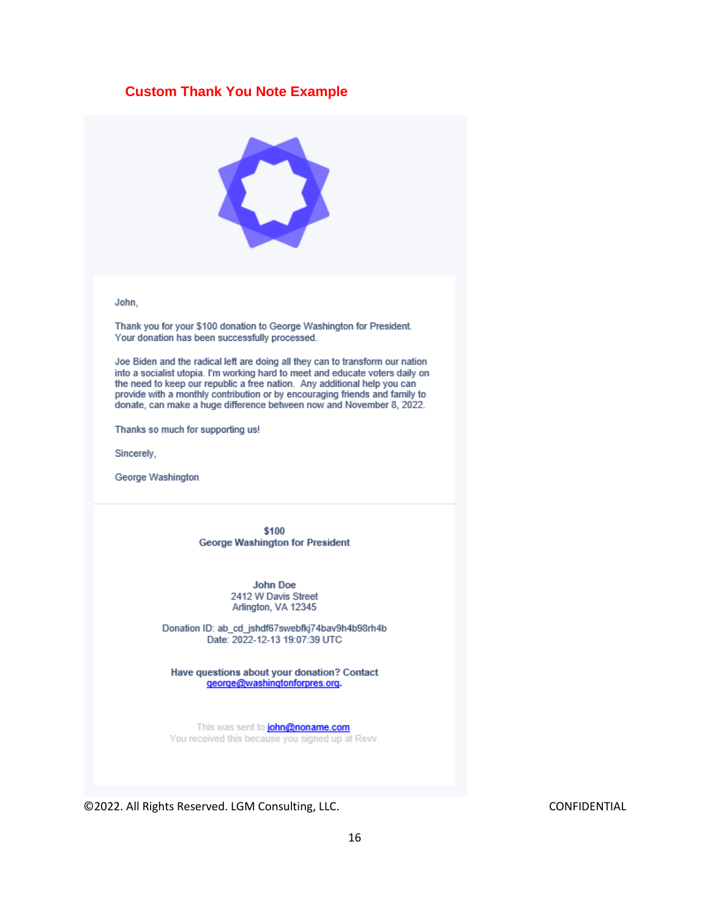## Custom Thank You Note Example

John,

Thank you for your $100 donation to George Washington for President. Your donation has been successfully processed.

Joe Biden and the radical left are doing all they can to transform our nation into a socialist utopia. I'm working hard to meet and educate voters daily on the need to keep our republic a free nation. Any additional help you can provide with a monthly contribution or by encouraging friends and family to donate, can make a huge difference between now and November 8, 2022.

Thanks so much for supporting us!

Sincerely,

George Washington

**$100**
**George Washington for President**

**John Doe**
2412 W Davis Street
Arlington, VA 12345

Donation ID: ab_cd_jshdf67swebfkj74bav9h4b98rh4b
Date: 2022-12-13 19:07:39 UTC

**Have questions about your donation? Contact george@washingtonforpres.org.**

This was sent to john@noname.com
You received this because you signed up at Revv.

©2022. All Rights Reserved. LGM Consulting, LLC. CONFIDENTIAL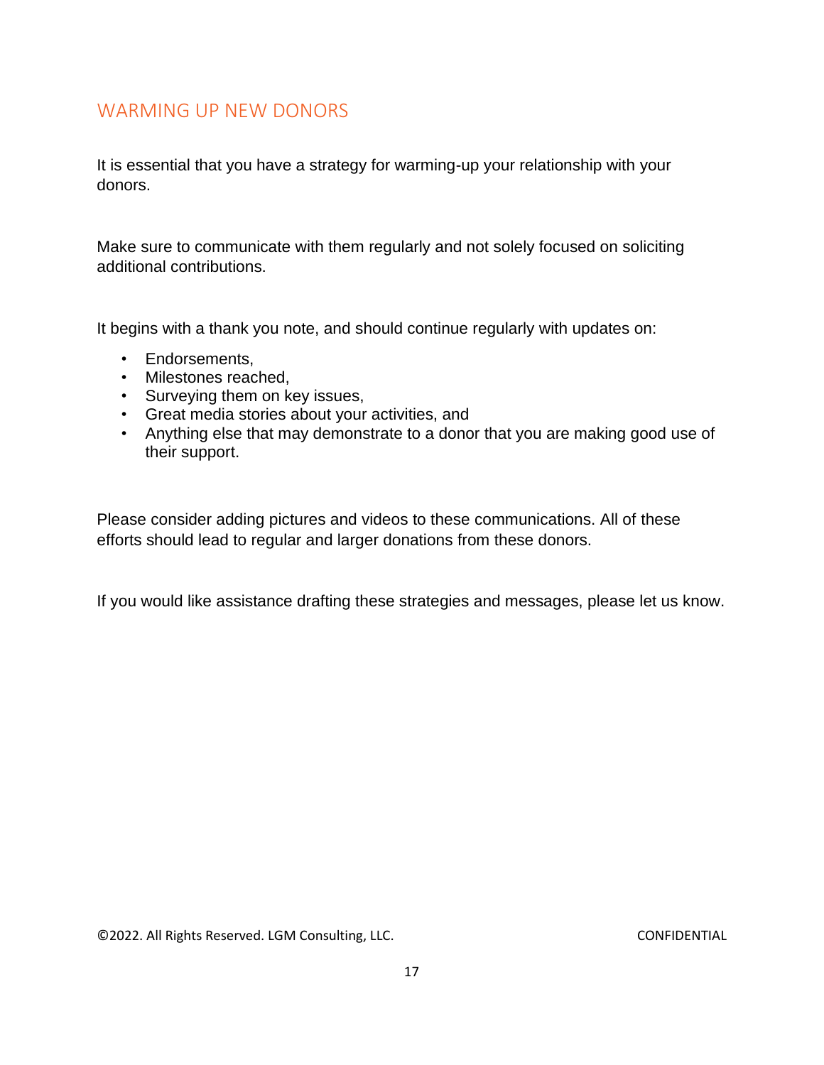## WARMING UP NEW DONORS

It is essential that you have a strategy for warming-up your relationship with your donors.

Make sure to communicate with them regularly and not solely focused on soliciting additional contributions.

It begins with a thank you note, and should continue regularly with updates on:

- Endorsements,
- Milestones reached,
- Surveying them on key issues,
- Great media stories about your activities, and
- Anything else that may demonstrate to a donor that you are making good use of their support.

Please consider adding pictures and videos to these communications. All of these efforts should lead to regular and larger donations from these donors.

If you would like assistance drafting these strategies and messages, please let us know.